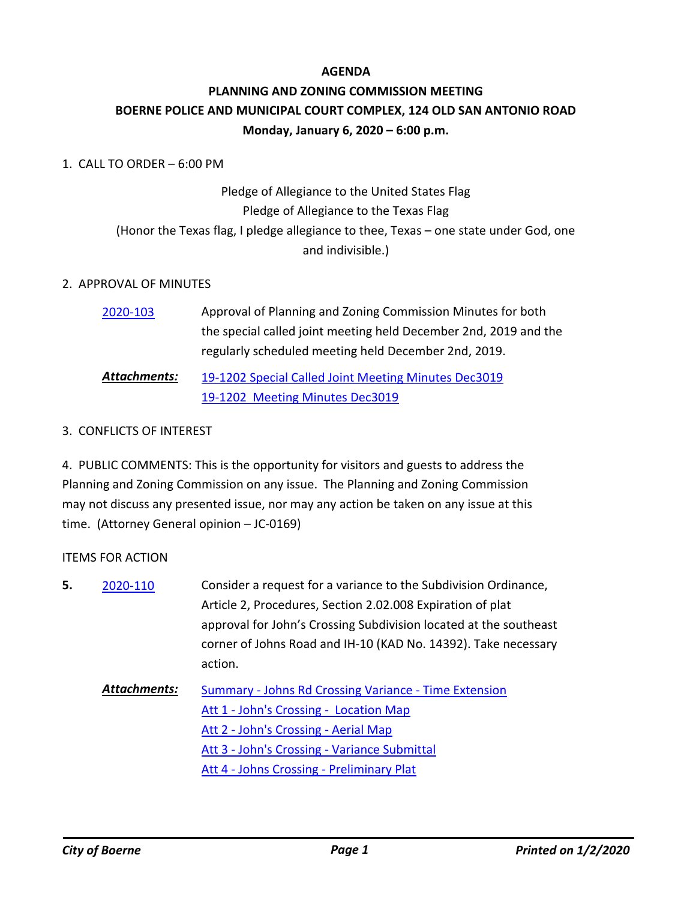# AGENDA

## PLANNING AND ZONING COMMISSION MEETING

## BOERNE POLICE AND MUNICIPAL COURT COMPLEX, 124 OLD SAN ANTONIO ROAD

**Monday, January 6, 2020 – 6:00 p.m.**

1. CALL TO ORDER – 6:00 PM

Pledge of Allegiance to the United States Flag

Pledge of Allegiance to the Texas Flag

(Honor the Texas flag, I pledge allegiance to thee, Texas – one state under God, one and indivisible.)

2. APPROVAL OF MINUTES

2020-103 Approval of Planning and Zoning Commission Minutes for both the special called joint meeting held December 2nd, 2019 and the regularly scheduled meeting held December 2nd, 2019.

***Attachments:*** 19-1202 Special Called Joint Meeting Minutes Dec3019
19-1202 Meeting Minutes Dec3019

3. CONFLICTS OF INTEREST

4. PUBLIC COMMENTS: This is the opportunity for visitors and guests to address the Planning and Zoning Commission on any issue. The Planning and Zoning Commission may not discuss any presented issue, nor may any action be taken on any issue at this time. (Attorney General opinion – JC-0169)

ITEMS FOR ACTION

**5.** 2020-110 Consider a request for a variance to the Subdivision Ordinance, Article 2, Procedures, Section 2.02.008 Expiration of plat approval for John's Crossing Subdivision located at the southeast corner of Johns Road and IH-10 (KAD No. 14392). Take necessary action.

***Attachments:*** Summary - Johns Rd Crossing Variance - Time Extension
Att 1 - John's Crossing - Location Map
Att 2 - John's Crossing - Aerial Map
Att 3 - John's Crossing - Variance Submittal
Att 4 - Johns Crossing - Preliminary Plat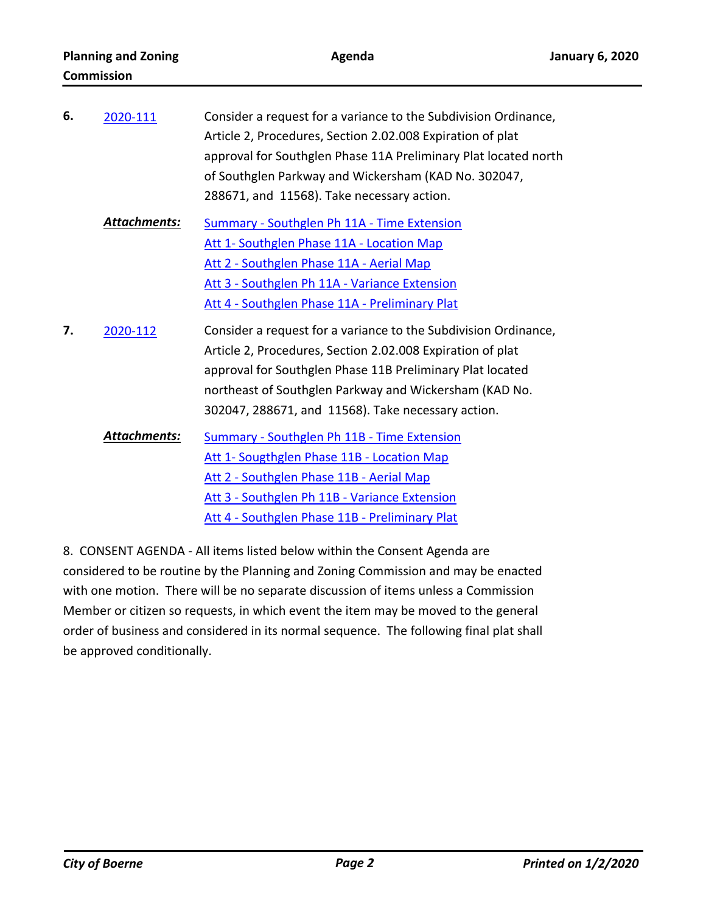**6.** 2020-111

Consider a request for a variance to the Subdivision Ordinance, Article 2, Procedures, Section 2.02.008 Expiration of plat approval for Southglen Phase 11A Preliminary Plat located north of Southglen Parkway and Wickersham (KAD No. 302047, 288671, and 11568). Take necessary action.

***Attachments:***
- Summary - Southglen Ph 11A - Time Extension
- Att 1- Southglen Phase 11A - Location Map
- Att 2 - Southglen Phase 11A - Aerial Map
- Att 3 - Southglen Ph 11A - Variance Extension
- Att 4 - Southglen Phase 11A - Preliminary Plat

**7.** 2020-112

Consider a request for a variance to the Subdivision Ordinance, Article 2, Procedures, Section 2.02.008 Expiration of plat approval for Southglen Phase 11B Preliminary Plat located northeast of Southglen Parkway and Wickersham (KAD No. 302047, 288671, and 11568). Take necessary action.

***Attachments:***
- Summary - Southglen Ph 11B - Time Extension
- Att 1- Sougthglen Phase 11B - Location Map
- Att 2 - Southglen Phase 11B - Aerial Map
- Att 3 - Southglen Ph 11B - Variance Extension
- Att 4 - Southglen Phase 11B - Preliminary Plat

8. CONSENT AGENDA - All items listed below within the Consent Agenda are considered to be routine by the Planning and Zoning Commission and may be enacted with one motion. There will be no separate discussion of items unless a Commission Member or citizen so requests, in which event the item may be moved to the general order of business and considered in its normal sequence. The following final plat shall be approved conditionally.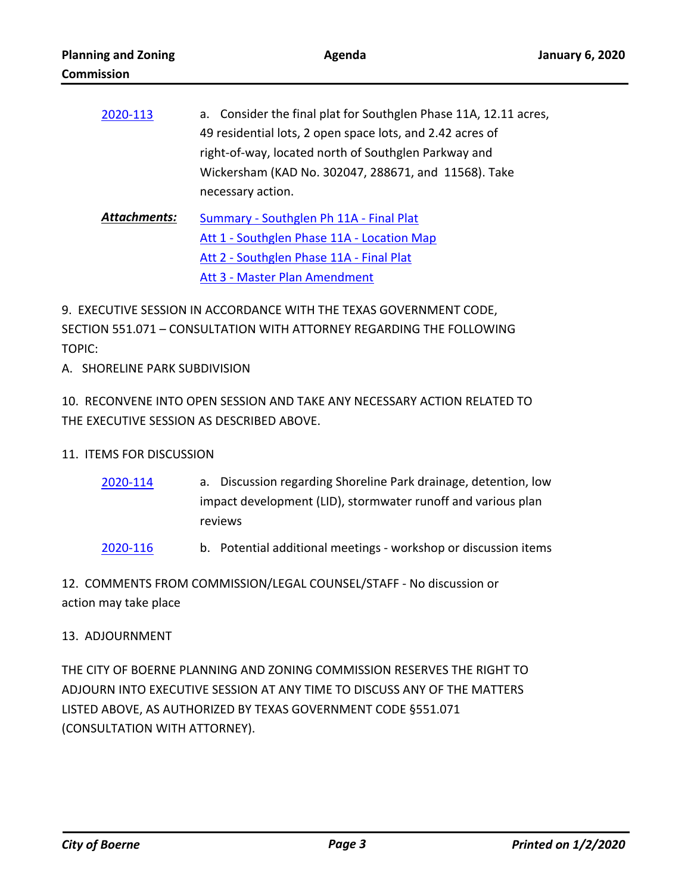2020-113 a. Consider the final plat for Southglen Phase 11A, 12.11 acres, 49 residential lots, 2 open space lots, and 2.42 acres of right-of-way, located north of Southglen Parkway and Wickersham (KAD No. 302047, 288671, and 11568). Take necessary action.

***Attachments:***
- Summary - Southglen Ph 11A - Final Plat
- Att 1 - Southglen Phase 11A - Location Map
- Att 2 - Southglen Phase 11A - Final Plat
- Att 3 - Master Plan Amendment

9. EXECUTIVE SESSION IN ACCORDANCE WITH THE TEXAS GOVERNMENT CODE, SECTION 551.071 – CONSULTATION WITH ATTORNEY REGARDING THE FOLLOWING TOPIC:

A. SHORELINE PARK SUBDIVISION

10. RECONVENE INTO OPEN SESSION AND TAKE ANY NECESSARY ACTION RELATED TO THE EXECUTIVE SESSION AS DESCRIBED ABOVE.

11. ITEMS FOR DISCUSSION

2020-114 a. Discussion regarding Shoreline Park drainage, detention, low impact development (LID), stormwater runoff and various plan reviews

2020-116 b. Potential additional meetings - workshop or discussion items

12. COMMENTS FROM COMMISSION/LEGAL COUNSEL/STAFF - No discussion or action may take place

13. ADJOURNMENT

THE CITY OF BOERNE PLANNING AND ZONING COMMISSION RESERVES THE RIGHT TO ADJOURN INTO EXECUTIVE SESSION AT ANY TIME TO DISCUSS ANY OF THE MATTERS LISTED ABOVE, AS AUTHORIZED BY TEXAS GOVERNMENT CODE §551.071 (CONSULTATION WITH ATTORNEY).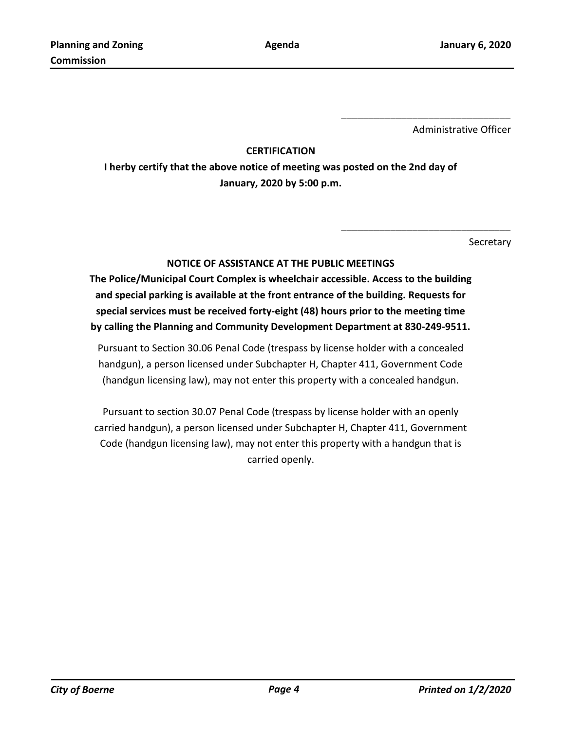_______________________________

Administrative Officer

**CERTIFICATION**

**I herby certify that the above notice of meeting was posted on the 2nd day of January, 2020 by 5:00 p.m.**

_______________________________

Secretary

**NOTICE OF ASSISTANCE AT THE PUBLIC MEETINGS**

**The Police/Municipal Court Complex is wheelchair accessible. Access to the building and special parking is available at the front entrance of the building. Requests for special services must be received forty-eight (48) hours prior to the meeting time by calling the Planning and Community Development Department at 830-249-9511.**

Pursuant to Section 30.06 Penal Code (trespass by license holder with a concealed handgun), a person licensed under Subchapter H, Chapter 411, Government Code (handgun licensing law), may not enter this property with a concealed handgun.

Pursuant to section 30.07 Penal Code (trespass by license holder with an openly carried handgun), a person licensed under Subchapter H, Chapter 411, Government Code (handgun licensing law), may not enter this property with a handgun that is carried openly.